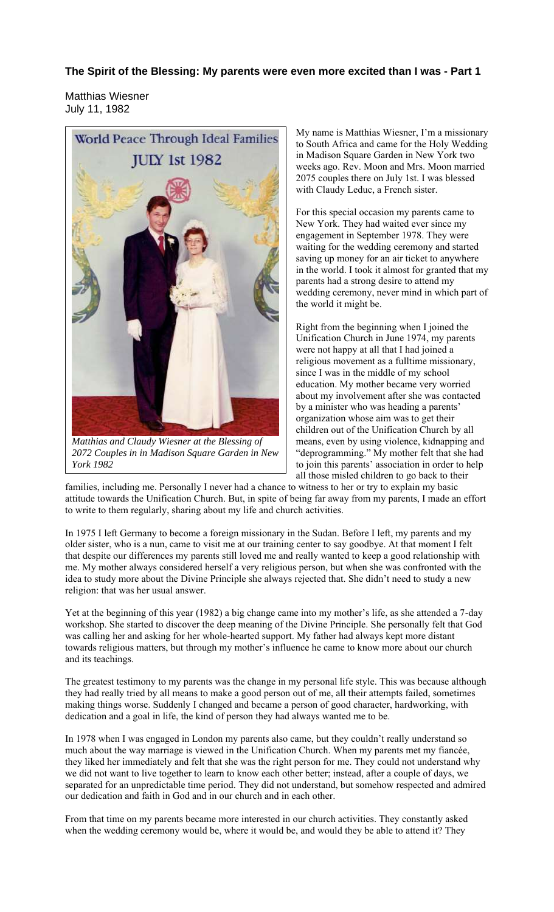## The Spirit of the Blessing: My parents were even more excited than I was - Part 1

Matthias Wiesner
July 11, 1982

*Matthias and Claudy Wiesner at the Blessing of 2072 Couples in in Madison Square Garden in New York 1982*

My name is Matthias Wiesner, I'm a missionary to South Africa and came for the Holy Wedding in Madison Square Garden in New York two weeks ago. Rev. Moon and Mrs. Moon married 2075 couples there on July 1st. I was blessed with Claudy Leduc, a French sister.

For this special occasion my parents came to New York. They had waited ever since my engagement in September 1978. They were waiting for the wedding ceremony and started saving up money for an air ticket to anywhere in the world. I took it almost for granted that my parents had a strong desire to attend my wedding ceremony, never mind in which part of the world it might be.

Right from the beginning when I joined the Unification Church in June 1974, my parents were not happy at all that I had joined a religious movement as a fulltime missionary, since I was in the middle of my school education. My mother became very worried about my involvement after she was contacted by a minister who was heading a parents' organization whose aim was to get their children out of the Unification Church by all means, even by using violence, kidnapping and "deprogramming." My mother felt that she had to join this parents' association in order to help all those misled children to go back to their families, including me. Personally I never had a chance to witness to her or try to explain my basic attitude towards the Unification Church. But, in spite of being far away from my parents, I made an effort to write to them regularly, sharing about my life and church activities.

In 1975 I left Germany to become a foreign missionary in the Sudan. Before I left, my parents and my older sister, who is a nun, came to visit me at our training center to say goodbye. At that moment I felt that despite our differences my parents still loved me and really wanted to keep a good relationship with me. My mother always considered herself a very religious person, but when she was confronted with the idea to study more about the Divine Principle she always rejected that. She didn't need to study a new religion: that was her usual answer.

Yet at the beginning of this year (1982) a big change came into my mother's life, as she attended a 7-day workshop. She started to discover the deep meaning of the Divine Principle. She personally felt that God was calling her and asking for her whole-hearted support. My father had always kept more distant towards religious matters, but through my mother's influence he came to know more about our church and its teachings.

The greatest testimony to my parents was the change in my personal life style. This was because although they had really tried by all means to make a good person out of me, all their attempts failed, sometimes making things worse. Suddenly I changed and became a person of good character, hardworking, with dedication and a goal in life, the kind of person they had always wanted me to be.

In 1978 when I was engaged in London my parents also came, but they couldn't really understand so much about the way marriage is viewed in the Unification Church. When my parents met my fiancée, they liked her immediately and felt that she was the right person for me. They could not understand why we did not want to live together to learn to know each other better; instead, after a couple of days, we separated for an unpredictable time period. They did not understand, but somehow respected and admired our dedication and faith in God and in our church and in each other.

From that time on my parents became more interested in our church activities. They constantly asked when the wedding ceremony would be, where it would be, and would they be able to attend it? They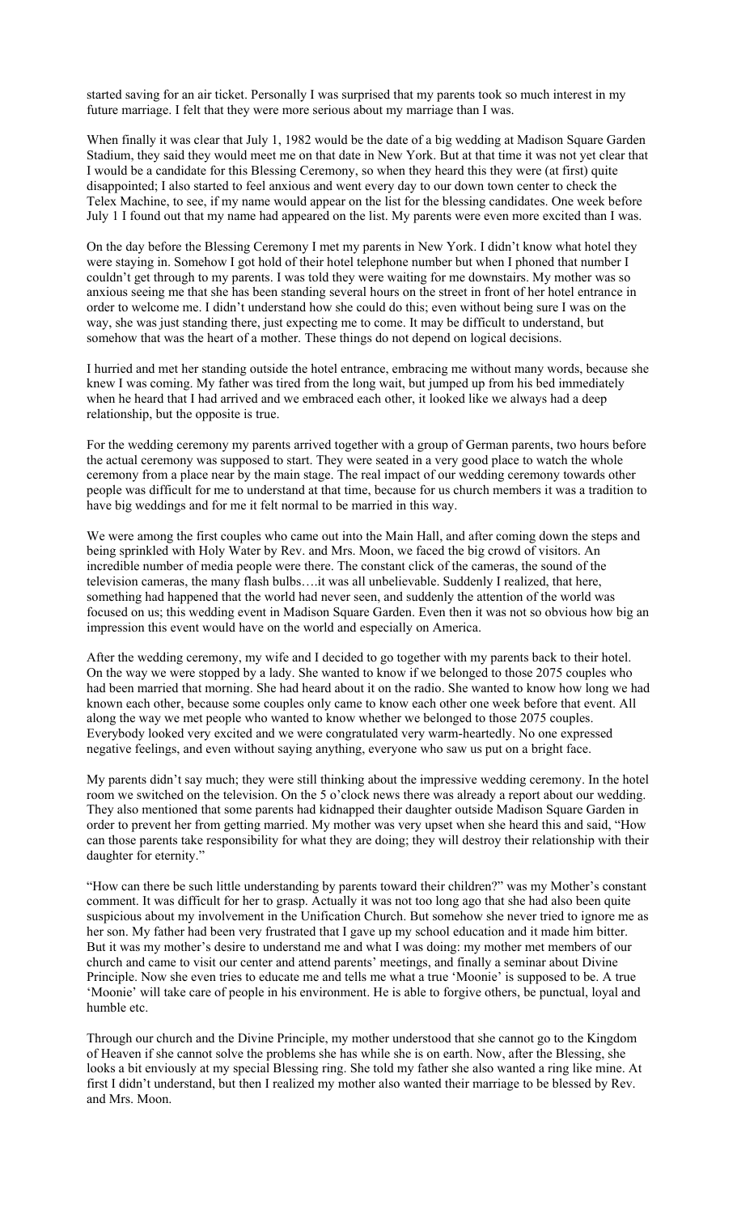started saving for an air ticket. Personally I was surprised that my parents took so much interest in my future marriage. I felt that they were more serious about my marriage than I was.

When finally it was clear that July 1, 1982 would be the date of a big wedding at Madison Square Garden Stadium, they said they would meet me on that date in New York. But at that time it was not yet clear that I would be a candidate for this Blessing Ceremony, so when they heard this they were (at first) quite disappointed; I also started to feel anxious and went every day to our down town center to check the Telex Machine, to see, if my name would appear on the list for the blessing candidates. One week before July 1 I found out that my name had appeared on the list. My parents were even more excited than I was.

On the day before the Blessing Ceremony I met my parents in New York. I didn't know what hotel they were staying in. Somehow I got hold of their hotel telephone number but when I phoned that number I couldn't get through to my parents. I was told they were waiting for me downstairs. My mother was so anxious seeing me that she has been standing several hours on the street in front of her hotel entrance in order to welcome me. I didn't understand how she could do this; even without being sure I was on the way, she was just standing there, just expecting me to come. It may be difficult to understand, but somehow that was the heart of a mother. These things do not depend on logical decisions.

I hurried and met her standing outside the hotel entrance, embracing me without many words, because she knew I was coming. My father was tired from the long wait, but jumped up from his bed immediately when he heard that I had arrived and we embraced each other, it looked like we always had a deep relationship, but the opposite is true.

For the wedding ceremony my parents arrived together with a group of German parents, two hours before the actual ceremony was supposed to start. They were seated in a very good place to watch the whole ceremony from a place near by the main stage. The real impact of our wedding ceremony towards other people was difficult for me to understand at that time, because for us church members it was a tradition to have big weddings and for me it felt normal to be married in this way.

We were among the first couples who came out into the Main Hall, and after coming down the steps and being sprinkled with Holy Water by Rev. and Mrs. Moon, we faced the big crowd of visitors. An incredible number of media people were there. The constant click of the cameras, the sound of the television cameras, the many flash bulbs….it was all unbelievable. Suddenly I realized, that here, something had happened that the world had never seen, and suddenly the attention of the world was focused on us; this wedding event in Madison Square Garden. Even then it was not so obvious how big an impression this event would have on the world and especially on America.

After the wedding ceremony, my wife and I decided to go together with my parents back to their hotel. On the way we were stopped by a lady. She wanted to know if we belonged to those 2075 couples who had been married that morning. She had heard about it on the radio. She wanted to know how long we had known each other, because some couples only came to know each other one week before that event. All along the way we met people who wanted to know whether we belonged to those 2075 couples. Everybody looked very excited and we were congratulated very warm-heartedly. No one expressed negative feelings, and even without saying anything, everyone who saw us put on a bright face.

My parents didn't say much; they were still thinking about the impressive wedding ceremony. In the hotel room we switched on the television. On the 5 o'clock news there was already a report about our wedding. They also mentioned that some parents had kidnapped their daughter outside Madison Square Garden in order to prevent her from getting married. My mother was very upset when she heard this and said, "How can those parents take responsibility for what they are doing; they will destroy their relationship with their daughter for eternity."

"How can there be such little understanding by parents toward their children?" was my Mother's constant comment. It was difficult for her to grasp. Actually it was not too long ago that she had also been quite suspicious about my involvement in the Unification Church. But somehow she never tried to ignore me as her son. My father had been very frustrated that I gave up my school education and it made him bitter. But it was my mother's desire to understand me and what I was doing: my mother met members of our church and came to visit our center and attend parents' meetings, and finally a seminar about Divine Principle. Now she even tries to educate me and tells me what a true 'Moonie' is supposed to be. A true 'Moonie' will take care of people in his environment. He is able to forgive others, be punctual, loyal and humble etc.

Through our church and the Divine Principle, my mother understood that she cannot go to the Kingdom of Heaven if she cannot solve the problems she has while she is on earth. Now, after the Blessing, she looks a bit enviously at my special Blessing ring. She told my father she also wanted a ring like mine. At first I didn't understand, but then I realized my mother also wanted their marriage to be blessed by Rev. and Mrs. Moon.